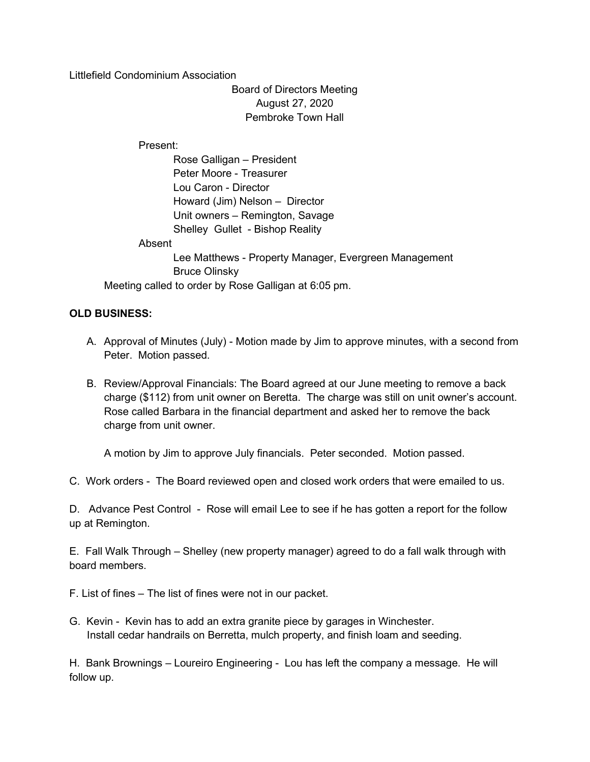Littlefield Condominium Association

Board of Directors Meeting
August 27, 2020
Pembroke Town Hall

Present:
- Rose Galligan – President
- Peter Moore - Treasurer
- Lou Caron - Director
- Howard (Jim) Nelson – Director
- Unit owners – Remington, Savage
- Shelley Gullet - Bishop Reality

Absent
- Lee Matthews - Property Manager, Evergreen Management
- Bruce Olinsky

Meeting called to order by Rose Galligan at 6:05 pm.

**OLD BUSINESS:**

A. Approval of Minutes (July) - Motion made by Jim to approve minutes, with a second from Peter. Motion passed.

B. Review/Approval Financials: The Board agreed at our June meeting to remove a back charge ($112) from unit owner on Beretta. The charge was still on unit owner's account. Rose called Barbara in the financial department and asked her to remove the back charge from unit owner.

   A motion by Jim to approve July financials. Peter seconded. Motion passed.

C. Work orders - The Board reviewed open and closed work orders that were emailed to us.

D. Advance Pest Control - Rose will email Lee to see if he has gotten a report for the follow up at Remington.

E. Fall Walk Through – Shelley (new property manager) agreed to do a fall walk through with board members.

F. List of fines – The list of fines were not in our packet.

G. Kevin - Kevin has to add an extra granite piece by garages in Winchester. Install cedar handrails on Berretta, mulch property, and finish loam and seeding.

H. Bank Brownings – Loureiro Engineering - Lou has left the company a message. He will follow up.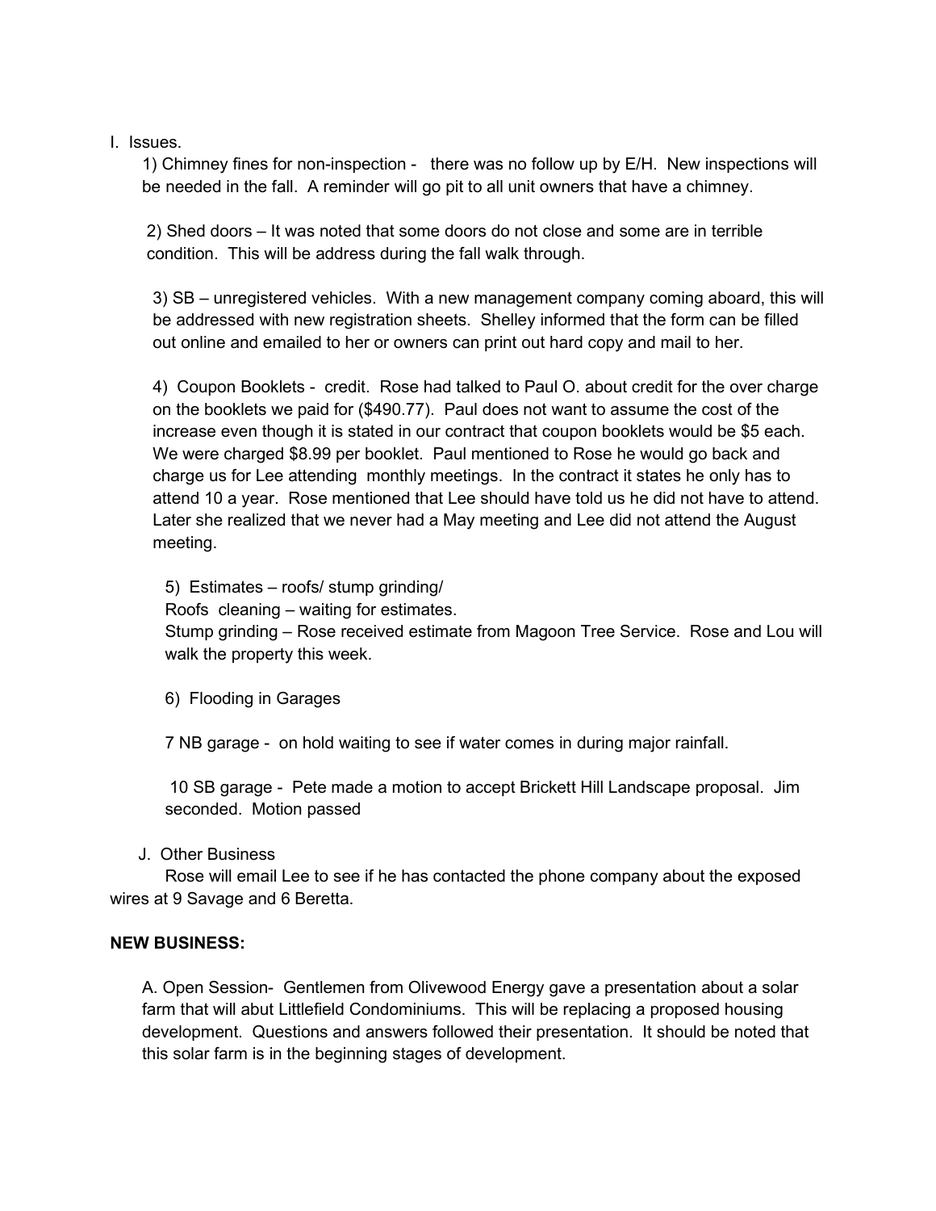I. Issues.

1) Chimney fines for non-inspection - there was no follow up by E/H. New inspections will be needed in the fall. A reminder will go pit to all unit owners that have a chimney.

2) Shed doors – It was noted that some doors do not close and some are in terrible condition. This will be address during the fall walk through.

3) SB – unregistered vehicles. With a new management company coming aboard, this will be addressed with new registration sheets. Shelley informed that the form can be filled out online and emailed to her or owners can print out hard copy and mail to her.

4) Coupon Booklets - credit. Rose had talked to Paul O. about credit for the over charge on the booklets we paid for ($490.77). Paul does not want to assume the cost of the increase even though it is stated in our contract that coupon booklets would be $5 each. We were charged $8.99 per booklet. Paul mentioned to Rose he would go back and charge us for Lee attending monthly meetings. In the contract it states he only has to attend 10 a year. Rose mentioned that Lee should have told us he did not have to attend. Later she realized that we never had a May meeting and Lee did not attend the August meeting.

5) Estimates – roofs/ stump grinding/
Roofs cleaning – waiting for estimates.
Stump grinding – Rose received estimate from Magoon Tree Service. Rose and Lou will walk the property this week.

6) Flooding in Garages

7 NB garage - on hold waiting to see if water comes in during major rainfall.

10 SB garage - Pete made a motion to accept Brickett Hill Landscape proposal. Jim seconded. Motion passed

J. Other Business

Rose will email Lee to see if he has contacted the phone company about the exposed wires at 9 Savage and 6 Beretta.

**NEW BUSINESS:**

A. Open Session- Gentlemen from Olivewood Energy gave a presentation about a solar farm that will abut Littlefield Condominiums. This will be replacing a proposed housing development. Questions and answers followed their presentation. It should be noted that this solar farm is in the beginning stages of development.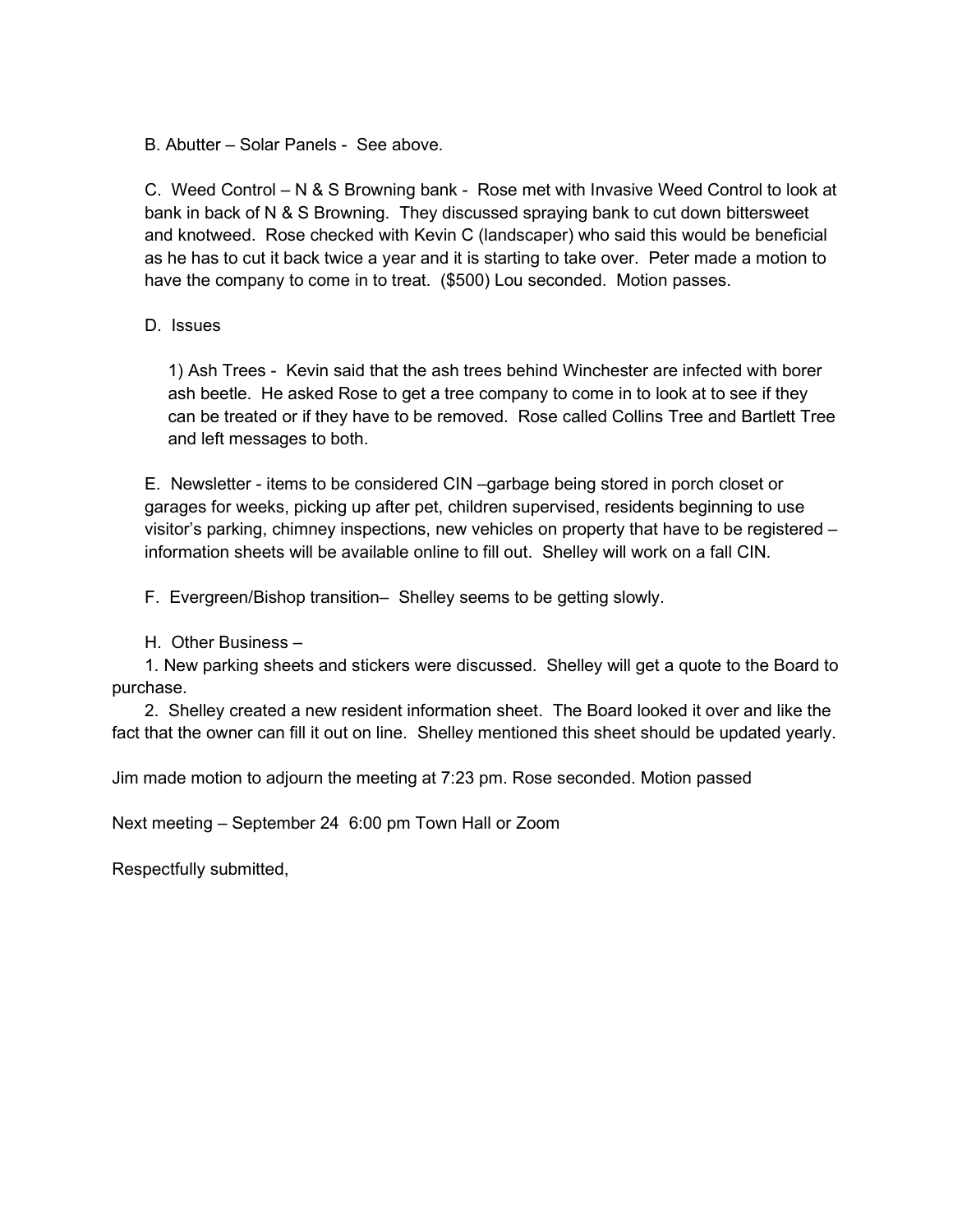B. Abutter – Solar Panels - See above.

C. Weed Control – N & S Browning bank - Rose met with Invasive Weed Control to look at bank in back of N & S Browning. They discussed spraying bank to cut down bittersweet and knotweed. Rose checked with Kevin C (landscaper) who said this would be beneficial as he has to cut it back twice a year and it is starting to take over. Peter made a motion to have the company to come in to treat. ($500) Lou seconded. Motion passes.

D. Issues

1) Ash Trees - Kevin said that the ash trees behind Winchester are infected with borer ash beetle. He asked Rose to get a tree company to come in to look at to see if they can be treated or if they have to be removed. Rose called Collins Tree and Bartlett Tree and left messages to both.

E. Newsletter - items to be considered CIN –garbage being stored in porch closet or garages for weeks, picking up after pet, children supervised, residents beginning to use visitor's parking, chimney inspections, new vehicles on property that have to be registered – information sheets will be available online to fill out. Shelley will work on a fall CIN.

F. Evergreen/Bishop transition– Shelley seems to be getting slowly.

H. Other Business –

1. New parking sheets and stickers were discussed. Shelley will get a quote to the Board to purchase.
2. Shelley created a new resident information sheet. The Board looked it over and like the fact that the owner can fill it out on line. Shelley mentioned this sheet should be updated yearly.

Jim made motion to adjourn the meeting at 7:23 pm. Rose seconded. Motion passed

Next meeting – September 24 6:00 pm Town Hall or Zoom

Respectfully submitted,